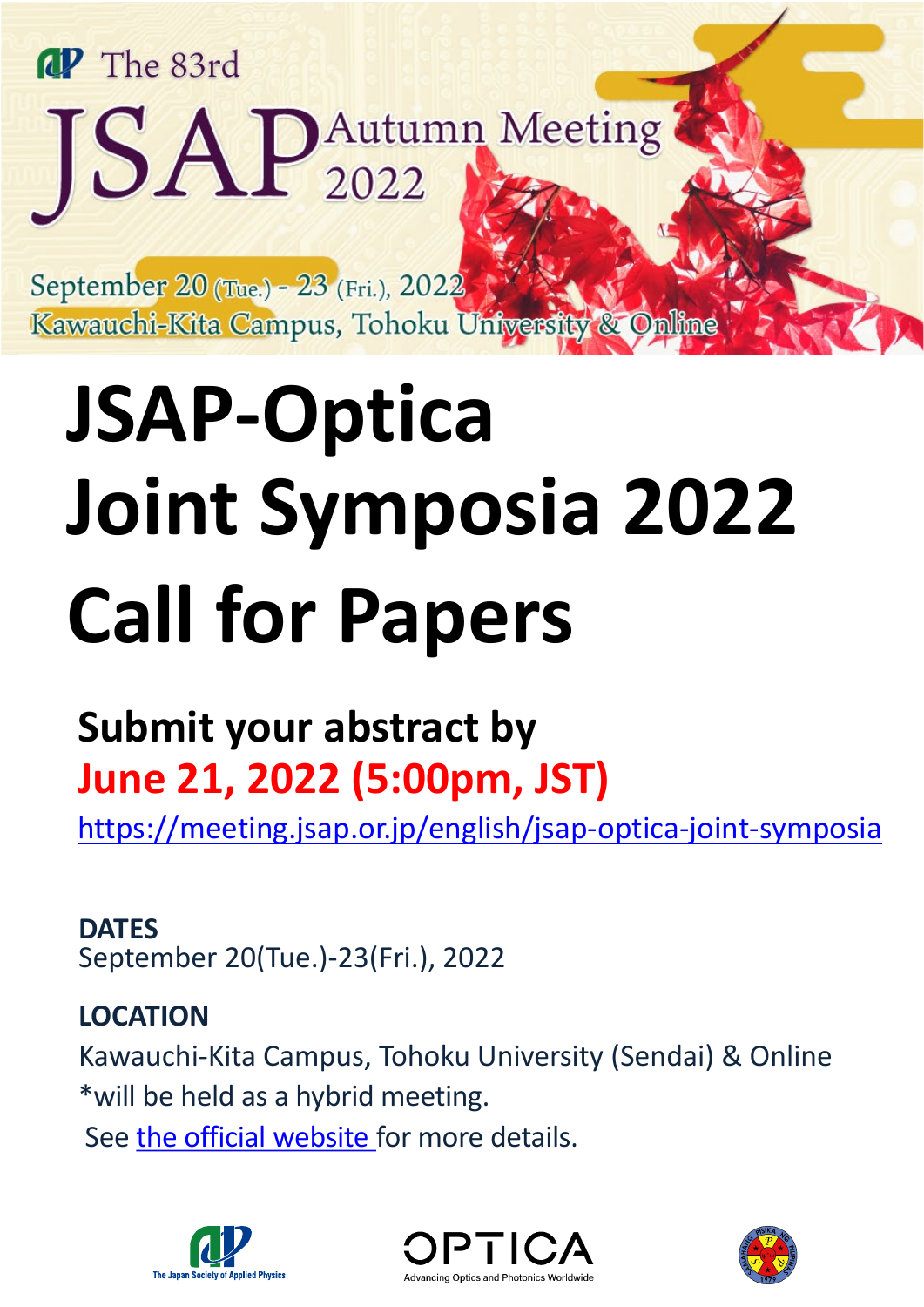The 83rd JSAP Autumn Meeting 2022

September 20 (Tue.) - 23 (Fri.), 2022
Kawauchi-Kita Campus, Tohoku University & Online

# JSAP-Optica Joint Symposia 2022 Call for Papers

## Submit your abstract by June 21, 2022 (5:00pm, JST)

https://meeting.jsap.or.jp/english/jsap-optica-joint-symposia

**DATES**
September 20(Tue.)-23(Fri.), 2022

**LOCATION**
Kawauchi-Kita Campus, Tohoku University (Sendai) & Online
*will be held as a hybrid meeting.
See the official website for more details.

The Japan Society of Applied Physics

OPTICA
Advancing Optics and Photonics Worldwide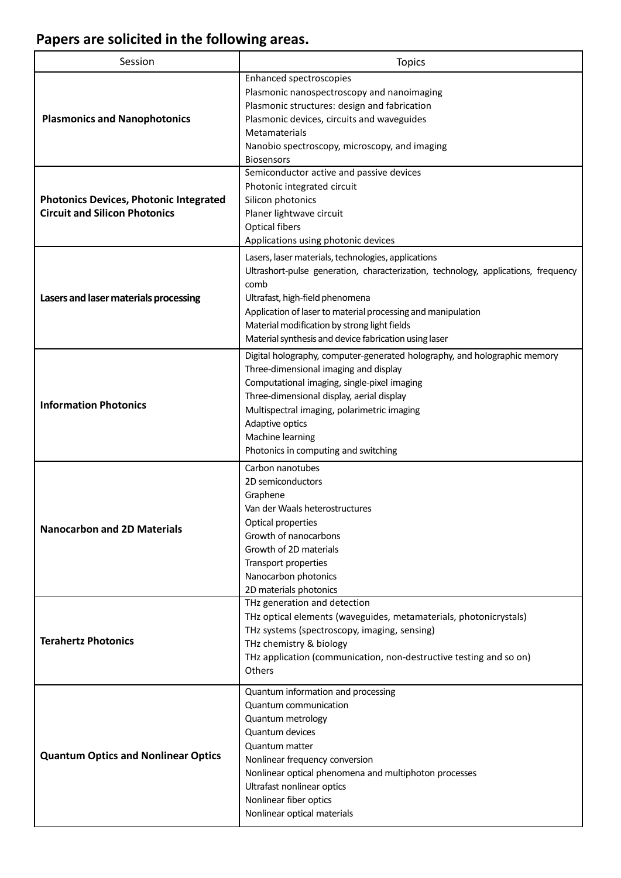## Papers are solicited in the following areas.

| Session | Topics |
| --- | --- |
| **Plasmonics and Nanophotonics** | Enhanced spectroscopies<br>Plasmonic nanospectroscopy and nanoimaging<br>Plasmonic structures: design and fabrication<br>Plasmonic devices, circuits and waveguides<br>Metamaterials<br>Nanobio spectroscopy, microscopy, and imaging<br>Biosensors |
| **Photonics Devices, Photonic Integrated Circuit and Silicon Photonics** | Semiconductor active and passive devices<br>Photonic integrated circuit<br>Silicon photonics<br>Planer lightwave circuit<br>Optical fibers<br>Applications using photonic devices |
| **Lasers and laser materials processing** | Lasers, laser materials, technologies, applications<br>Ultrashort-pulse generation, characterization, technology, applications, frequency comb<br>Ultrafast, high-field phenomena<br>Application of laser to material processing and manipulation<br>Material modification by strong light fields<br>Material synthesis and device fabrication using laser |
| **Information Photonics** | Digital holography, computer-generated holography, and holographic memory<br>Three-dimensional imaging and display<br>Computational imaging, single-pixel imaging<br>Three-dimensional display, aerial display<br>Multispectral imaging, polarimetric imaging<br>Adaptive optics<br>Machine learning<br>Photonics in computing and switching |
| **Nanocarbon and 2D Materials** | Carbon nanotubes<br>2D semiconductors<br>Graphene<br>Van der Waals heterostructures<br>Optical properties<br>Growth of nanocarbons<br>Growth of 2D materials<br>Transport properties<br>Nanocarbon photonics<br>2D materials photonics |
| **Terahertz Photonics** | THz generation and detection<br>THz optical elements (waveguides, metamaterials, photonicrystals)<br>THz systems (spectroscopy, imaging, sensing)<br>THz chemistry & biology<br>THz application (communication, non-destructive testing and so on)<br>Others |
| **Quantum Optics and Nonlinear Optics** | Quantum information and processing<br>Quantum communication<br>Quantum metrology<br>Quantum devices<br>Quantum matter<br>Nonlinear frequency conversion<br>Nonlinear optical phenomena and multiphoton processes<br>Ultrafast nonlinear optics<br>Nonlinear fiber optics<br>Nonlinear optical materials |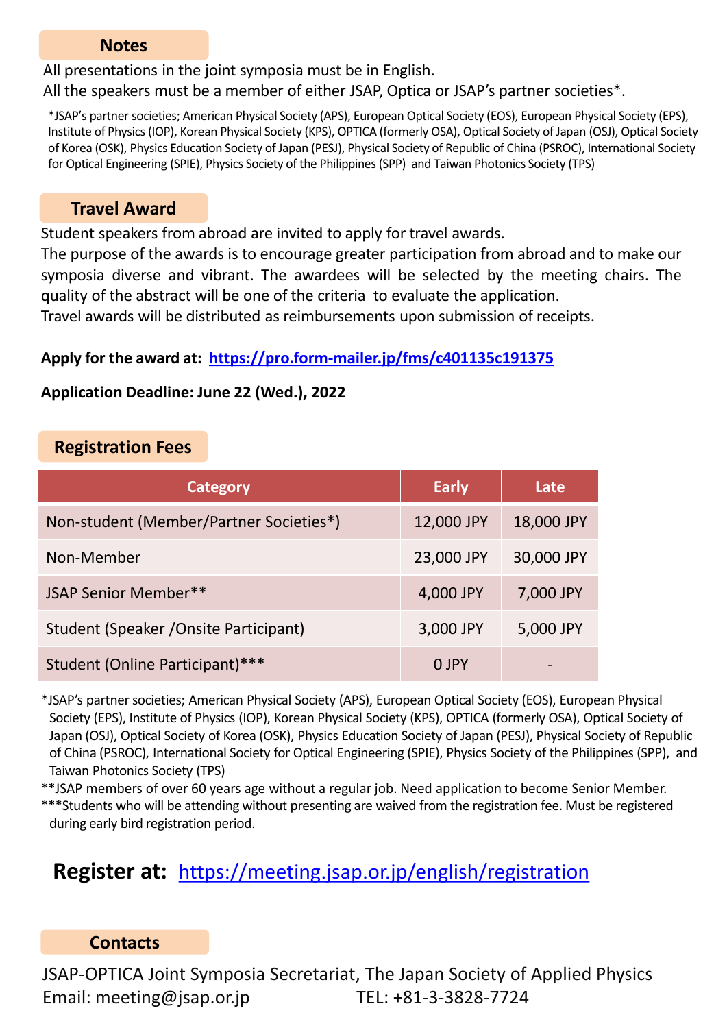## Notes

All presentations in the joint symposia must be in English.
All the speakers must be a member of either JSAP, Optica or JSAP's partner societies*.

*JSAP's partner societies; American Physical Society (APS), European Optical Society (EOS), European Physical Society (EPS), Institute of Physics (IOP), Korean Physical Society (KPS), OPTICA (formerly OSA), Optical Society of Japan (OSJ), Optical Society of Korea (OSK), Physics Education Society of Japan (PESJ), Physical Society of Republic of China (PSROC), International Society for Optical Engineering (SPIE), Physics Society of the Philippines (SPP) and Taiwan Photonics Society (TPS)

## Travel Award

Student speakers from abroad are invited to apply for travel awards.
The purpose of the awards is to encourage greater participation from abroad and to make our symposia diverse and vibrant. The awardees will be selected by the meeting chairs. The quality of the abstract will be one of the criteria to evaluate the application.
Travel awards will be distributed as reimbursements upon submission of receipts.

**Apply for the award at: https://pro.form-mailer.jp/fms/c401135c191375**

**Application Deadline: June 22 (Wed.), 2022**

## Registration Fees

| Category | Early | Late |
|---|---|---|
| Non-student (Member/Partner Societies*) | 12,000 JPY | 18,000 JPY |
| Non-Member | 23,000 JPY | 30,000 JPY |
| JSAP Senior Member** | 4,000 JPY | 7,000 JPY |
| Student (Speaker /Onsite Participant) | 3,000 JPY | 5,000 JPY |
| Student (Online Participant)*** | 0 JPY | - |

*JSAP's partner societies; American Physical Society (APS), European Optical Society (EOS), European Physical Society (EPS), Institute of Physics (IOP), Korean Physical Society (KPS), OPTICA (formerly OSA), Optical Society of Japan (OSJ), Optical Society of Korea (OSK), Physics Education Society of Japan (PESJ), Physical Society of Republic of China (PSROC), International Society for Optical Engineering (SPIE), Physics Society of the Philippines (SPP), and Taiwan Photonics Society (TPS)
**JSAP members of over 60 years age without a regular job. Need application to become Senior Member.
***Students who will be attending without presenting are waived from the registration fee. Must be registered during early bird registration period.

**Register at:** https://meeting.jsap.or.jp/english/registration

## Contacts

JSAP-OPTICA Joint Symposia Secretariat, The Japan Society of Applied Physics
Email: meeting@jsap.or.jp TEL: +81-3-3828-7724